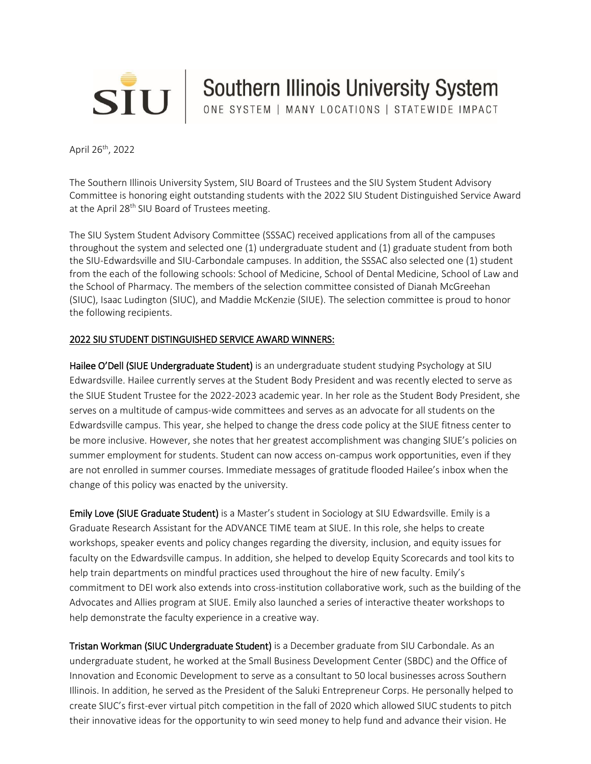Southern Illinois University System

ONE SYSTEM | MANY LOCATIONS | STATEWIDE IMPACT

April 26th, 2022

The Southern Illinois University System, SIU Board of Trustees and the SIU System Student Advisory Committee is honoring eight outstanding students with the 2022 SIU Student Distinguished Service Award at the April 28th SIU Board of Trustees meeting.

The SIU System Student Advisory Committee (SSSAC) received applications from all of the campuses throughout the system and selected one (1) undergraduate student and (1) graduate student from both the SIU-Edwardsville and SIU-Carbondale campuses. In addition, the SSSAC also selected one (1) student from the each of the following schools: School of Medicine, School of Dental Medicine, School of Law and the School of Pharmacy. The members of the selection committee consisted of Dianah McGreehan (SIUC), Isaac Ludington (SIUC), and Maddie McKenzie (SIUE). The selection committee is proud to honor the following recipients.

## 2022 SIU STUDENT DISTINGUISHED SERVICE AWARD WINNERS:

**Hailee O'Dell (SIUE Undergraduate Student)** is an undergraduate student studying Psychology at SIU Edwardsville. Hailee currently serves at the Student Body President and was recently elected to serve as the SIUE Student Trustee for the 2022-2023 academic year. In her role as the Student Body President, she serves on a multitude of campus-wide committees and serves as an advocate for all students on the Edwardsville campus. This year, she helped to change the dress code policy at the SIUE fitness center to be more inclusive. However, she notes that her greatest accomplishment was changing SIUE's policies on summer employment for students. Student can now access on-campus work opportunities, even if they are not enrolled in summer courses. Immediate messages of gratitude flooded Hailee's inbox when the change of this policy was enacted by the university.

**Emily Love (SIUE Graduate Student)** is a Master's student in Sociology at SIU Edwardsville. Emily is a Graduate Research Assistant for the ADVANCE TIME team at SIUE. In this role, she helps to create workshops, speaker events and policy changes regarding the diversity, inclusion, and equity issues for faculty on the Edwardsville campus. In addition, she helped to develop Equity Scorecards and tool kits to help train departments on mindful practices used throughout the hire of new faculty. Emily's commitment to DEI work also extends into cross-institution collaborative work, such as the building of the Advocates and Allies program at SIUE. Emily also launched a series of interactive theater workshops to help demonstrate the faculty experience in a creative way.

**Tristan Workman (SIUC Undergraduate Student)** is a December graduate from SIU Carbondale. As an undergraduate student, he worked at the Small Business Development Center (SBDC) and the Office of Innovation and Economic Development to serve as a consultant to 50 local businesses across Southern Illinois. In addition, he served as the President of the Saluki Entrepreneur Corps. He personally helped to create SIUC's first-ever virtual pitch competition in the fall of 2020 which allowed SIUC students to pitch their innovative ideas for the opportunity to win seed money to help fund and advance their vision. He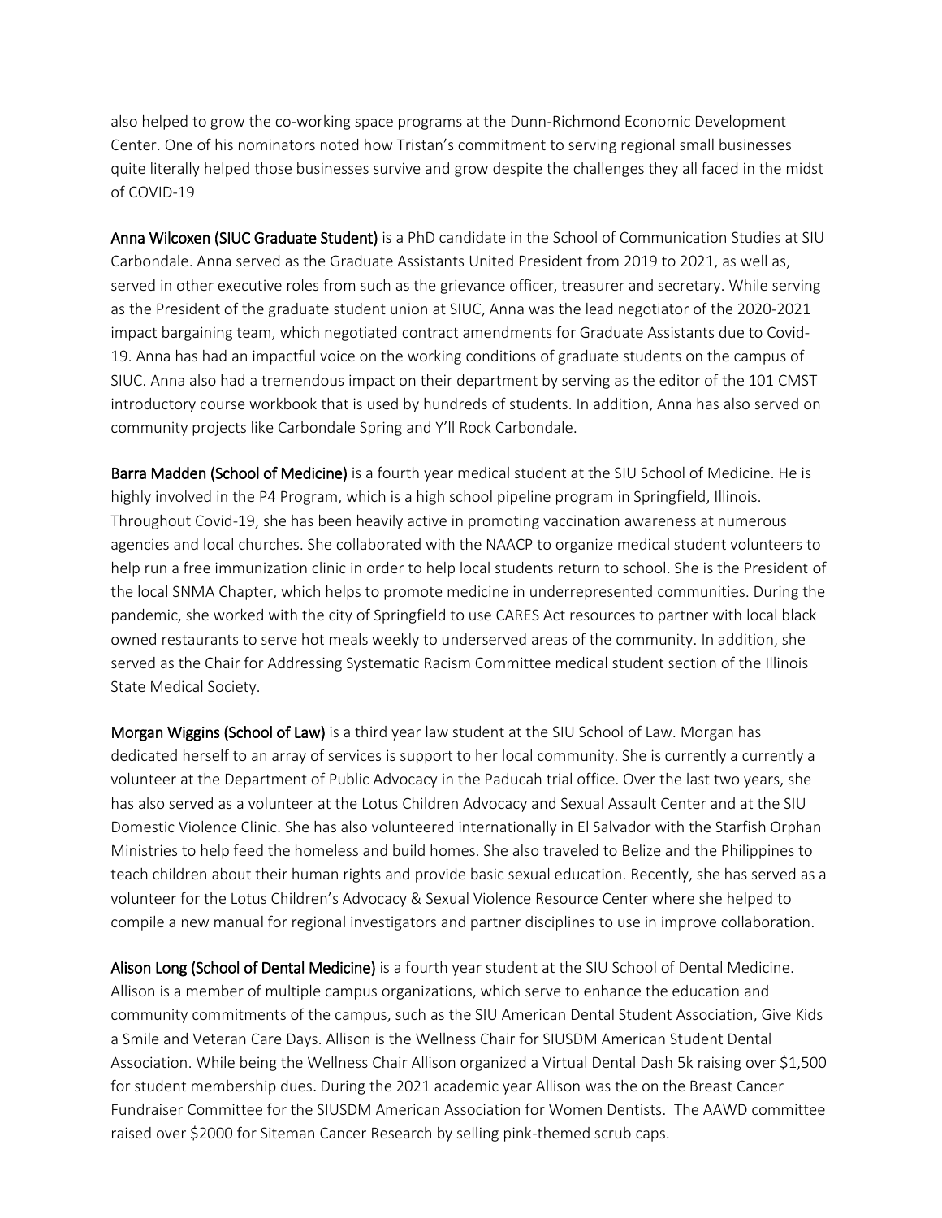also helped to grow the co-working space programs at the Dunn-Richmond Economic Development Center. One of his nominators noted how Tristan's commitment to serving regional small businesses quite literally helped those businesses survive and grow despite the challenges they all faced in the midst of COVID-19

**Anna Wilcoxen (SIUC Graduate Student)** is a PhD candidate in the School of Communication Studies at SIU Carbondale. Anna served as the Graduate Assistants United President from 2019 to 2021, as well as, served in other executive roles from such as the grievance officer, treasurer and secretary. While serving as the President of the graduate student union at SIUC, Anna was the lead negotiator of the 2020-2021 impact bargaining team, which negotiated contract amendments for Graduate Assistants due to Covid-19. Anna has had an impactful voice on the working conditions of graduate students on the campus of SIUC. Anna also had a tremendous impact on their department by serving as the editor of the 101 CMST introductory course workbook that is used by hundreds of students. In addition, Anna has also served on community projects like Carbondale Spring and Y'll Rock Carbondale.

**Barra Madden (School of Medicine)** is a fourth year medical student at the SIU School of Medicine. He is highly involved in the P4 Program, which is a high school pipeline program in Springfield, Illinois. Throughout Covid-19, she has been heavily active in promoting vaccination awareness at numerous agencies and local churches. She collaborated with the NAACP to organize medical student volunteers to help run a free immunization clinic in order to help local students return to school. She is the President of the local SNMA Chapter, which helps to promote medicine in underrepresented communities. During the pandemic, she worked with the city of Springfield to use CARES Act resources to partner with local black owned restaurants to serve hot meals weekly to underserved areas of the community. In addition, she served as the Chair for Addressing Systematic Racism Committee medical student section of the Illinois State Medical Society.

**Morgan Wiggins (School of Law)** is a third year law student at the SIU School of Law. Morgan has dedicated herself to an array of services is support to her local community. She is currently a currently a volunteer at the Department of Public Advocacy in the Paducah trial office. Over the last two years, she has also served as a volunteer at the Lotus Children Advocacy and Sexual Assault Center and at the SIU Domestic Violence Clinic. She has also volunteered internationally in El Salvador with the Starfish Orphan Ministries to help feed the homeless and build homes. She also traveled to Belize and the Philippines to teach children about their human rights and provide basic sexual education. Recently, she has served as a volunteer for the Lotus Children's Advocacy & Sexual Violence Resource Center where she helped to compile a new manual for regional investigators and partner disciplines to use in improve collaboration.

**Alison Long (School of Dental Medicine)** is a fourth year student at the SIU School of Dental Medicine. Allison is a member of multiple campus organizations, which serve to enhance the education and community commitments of the campus, such as the SIU American Dental Student Association, Give Kids a Smile and Veteran Care Days. Allison is the Wellness Chair for SIUSDM American Student Dental Association. While being the Wellness Chair Allison organized a Virtual Dental Dash 5k raising over $1,500 for student membership dues. During the 2021 academic year Allison was the on the Breast Cancer Fundraiser Committee for the SIUSDM American Association for Women Dentists. The AAWD committee raised over $2000 for Siteman Cancer Research by selling pink-themed scrub caps.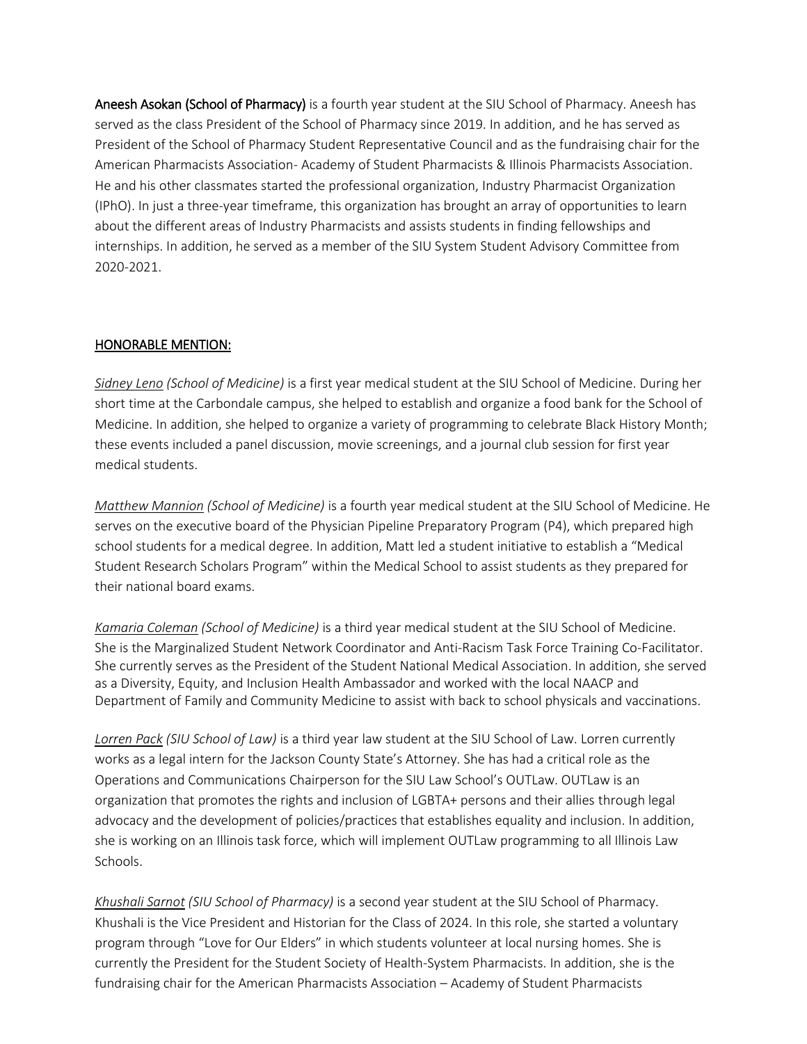**Aneesh Asokan (School of Pharmacy)** is a fourth year student at the SIU School of Pharmacy. Aneesh has served as the class President of the School of Pharmacy since 2019. In addition, and he has served as President of the School of Pharmacy Student Representative Council and as the fundraising chair for the American Pharmacists Association- Academy of Student Pharmacists & Illinois Pharmacists Association. He and his other classmates started the professional organization, Industry Pharmacist Organization (IPhO). In just a three-year timeframe, this organization has brought an array of opportunities to learn about the different areas of Industry Pharmacists and assists students in finding fellowships and internships. In addition, he served as a member of the SIU System Student Advisory Committee from 2020-2021.

<u>HONORABLE MENTION:</u>

*<u>Sidney Leno</u> (School of Medicine)* is a first year medical student at the SIU School of Medicine. During her short time at the Carbondale campus, she helped to establish and organize a food bank for the School of Medicine. In addition, she helped to organize a variety of programming to celebrate Black History Month; these events included a panel discussion, movie screenings, and a journal club session for first year medical students.

*<u>Matthew Mannion</u> (School of Medicine)* is a fourth year medical student at the SIU School of Medicine. He serves on the executive board of the Physician Pipeline Preparatory Program (P4), which prepared high school students for a medical degree. In addition, Matt led a student initiative to establish a "Medical Student Research Scholars Program" within the Medical School to assist students as they prepared for their national board exams.

*<u>Kamaria Coleman</u> (School of Medicine)* is a third year medical student at the SIU School of Medicine. She is the Marginalized Student Network Coordinator and Anti-Racism Task Force Training Co-Facilitator. She currently serves as the President of the Student National Medical Association. In addition, she served as a Diversity, Equity, and Inclusion Health Ambassador and worked with the local NAACP and Department of Family and Community Medicine to assist with back to school physicals and vaccinations.

*<u>Lorren Pack</u> (SIU School of Law)* is a third year law student at the SIU School of Law. Lorren currently works as a legal intern for the Jackson County State's Attorney. She has had a critical role as the Operations and Communications Chairperson for the SIU Law School's OUTLaw. OUTLaw is an organization that promotes the rights and inclusion of LGBTA+ persons and their allies through legal advocacy and the development of policies/practices that establishes equality and inclusion. In addition, she is working on an Illinois task force, which will implement OUTLaw programming to all Illinois Law Schools.

*<u>Khushali Sarnot</u> (SIU School of Pharmacy)* is a second year student at the SIU School of Pharmacy. Khushali is the Vice President and Historian for the Class of 2024. In this role, she started a voluntary program through "Love for Our Elders" in which students volunteer at local nursing homes. She is currently the President for the Student Society of Health-System Pharmacists. In addition, she is the fundraising chair for the American Pharmacists Association – Academy of Student Pharmacists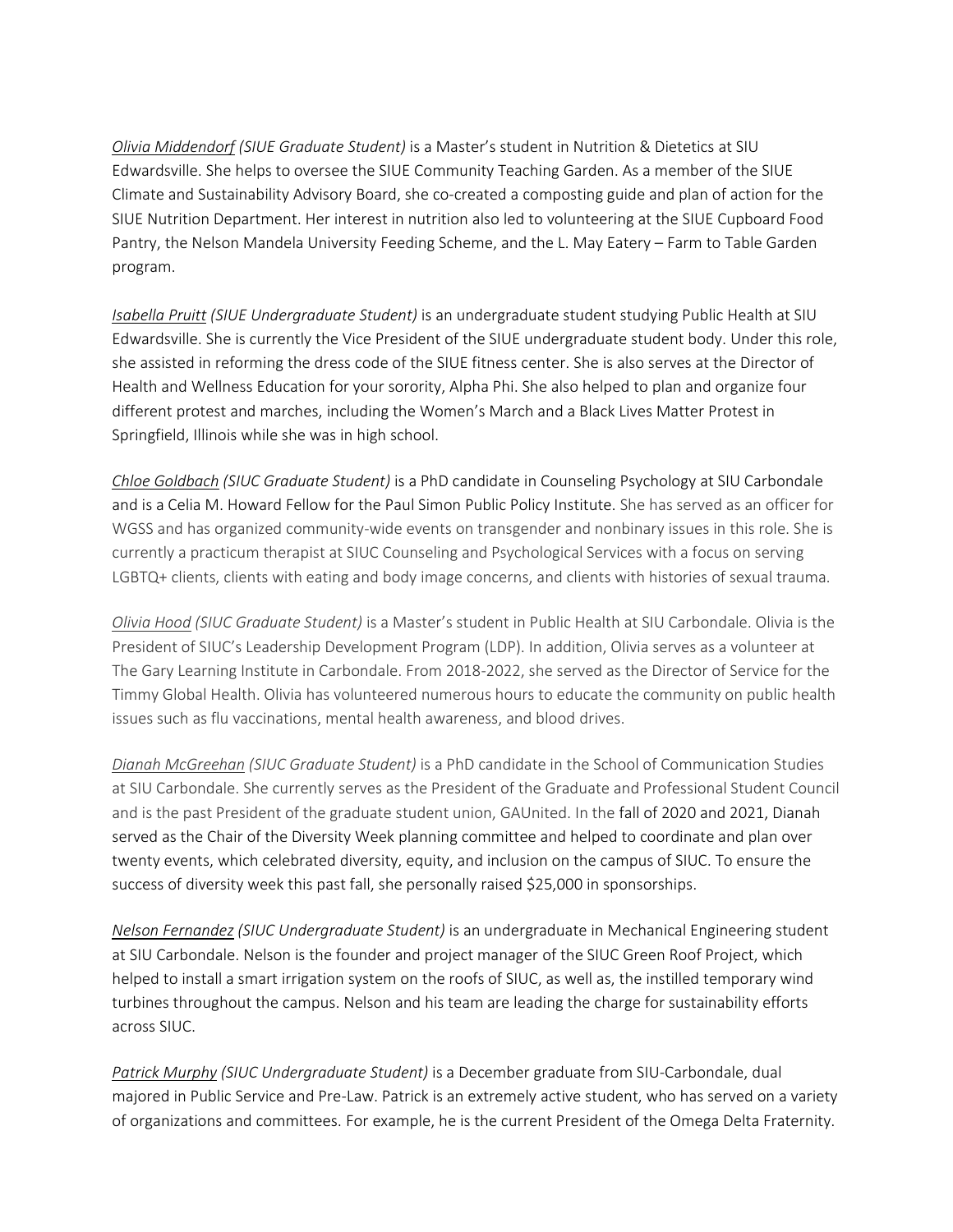*Olivia Middendorf (SIUE Graduate Student)* is a Master's student in Nutrition & Dietetics at SIU Edwardsville. She helps to oversee the SIUE Community Teaching Garden. As a member of the SIUE Climate and Sustainability Advisory Board, she co-created a composting guide and plan of action for the SIUE Nutrition Department. Her interest in nutrition also led to volunteering at the SIUE Cupboard Food Pantry, the Nelson Mandela University Feeding Scheme, and the L. May Eatery – Farm to Table Garden program.

*Isabella Pruitt (SIUE Undergraduate Student)* is an undergraduate student studying Public Health at SIU Edwardsville. She is currently the Vice President of the SIUE undergraduate student body. Under this role, she assisted in reforming the dress code of the SIUE fitness center. She is also serves at the Director of Health and Wellness Education for your sorority, Alpha Phi. She also helped to plan and organize four different protest and marches, including the Women's March and a Black Lives Matter Protest in Springfield, Illinois while she was in high school.

*Chloe Goldbach (SIUC Graduate Student)* is a PhD candidate in Counseling Psychology at SIU Carbondale and is a Celia M. Howard Fellow for the Paul Simon Public Policy Institute. She has served as an officer for WGSS and has organized community-wide events on transgender and nonbinary issues in this role. She is currently a practicum therapist at SIUC Counseling and Psychological Services with a focus on serving LGBTQ+ clients, clients with eating and body image concerns, and clients with histories of sexual trauma.

*Olivia Hood (SIUC Graduate Student)* is a Master's student in Public Health at SIU Carbondale. Olivia is the President of SIUC's Leadership Development Program (LDP). In addition, Olivia serves as a volunteer at The Gary Learning Institute in Carbondale. From 2018-2022, she served as the Director of Service for the Timmy Global Health. Olivia has volunteered numerous hours to educate the community on public health issues such as flu vaccinations, mental health awareness, and blood drives.

*Dianah McGreehan (SIUC Graduate Student)* is a PhD candidate in the School of Communication Studies at SIU Carbondale. She currently serves as the President of the Graduate and Professional Student Council and is the past President of the graduate student union, GAUnited. In the fall of 2020 and 2021, Dianah served as the Chair of the Diversity Week planning committee and helped to coordinate and plan over twenty events, which celebrated diversity, equity, and inclusion on the campus of SIUC. To ensure the success of diversity week this past fall, she personally raised $25,000 in sponsorships.

*Nelson Fernandez (SIUC Undergraduate Student)* is an undergraduate in Mechanical Engineering student at SIU Carbondale. Nelson is the founder and project manager of the SIUC Green Roof Project, which helped to install a smart irrigation system on the roofs of SIUC, as well as, the instilled temporary wind turbines throughout the campus. Nelson and his team are leading the charge for sustainability efforts across SIUC.

*Patrick Murphy (SIUC Undergraduate Student)* is a December graduate from SIU-Carbondale, dual majored in Public Service and Pre-Law. Patrick is an extremely active student, who has served on a variety of organizations and committees. For example, he is the current President of the Omega Delta Fraternity.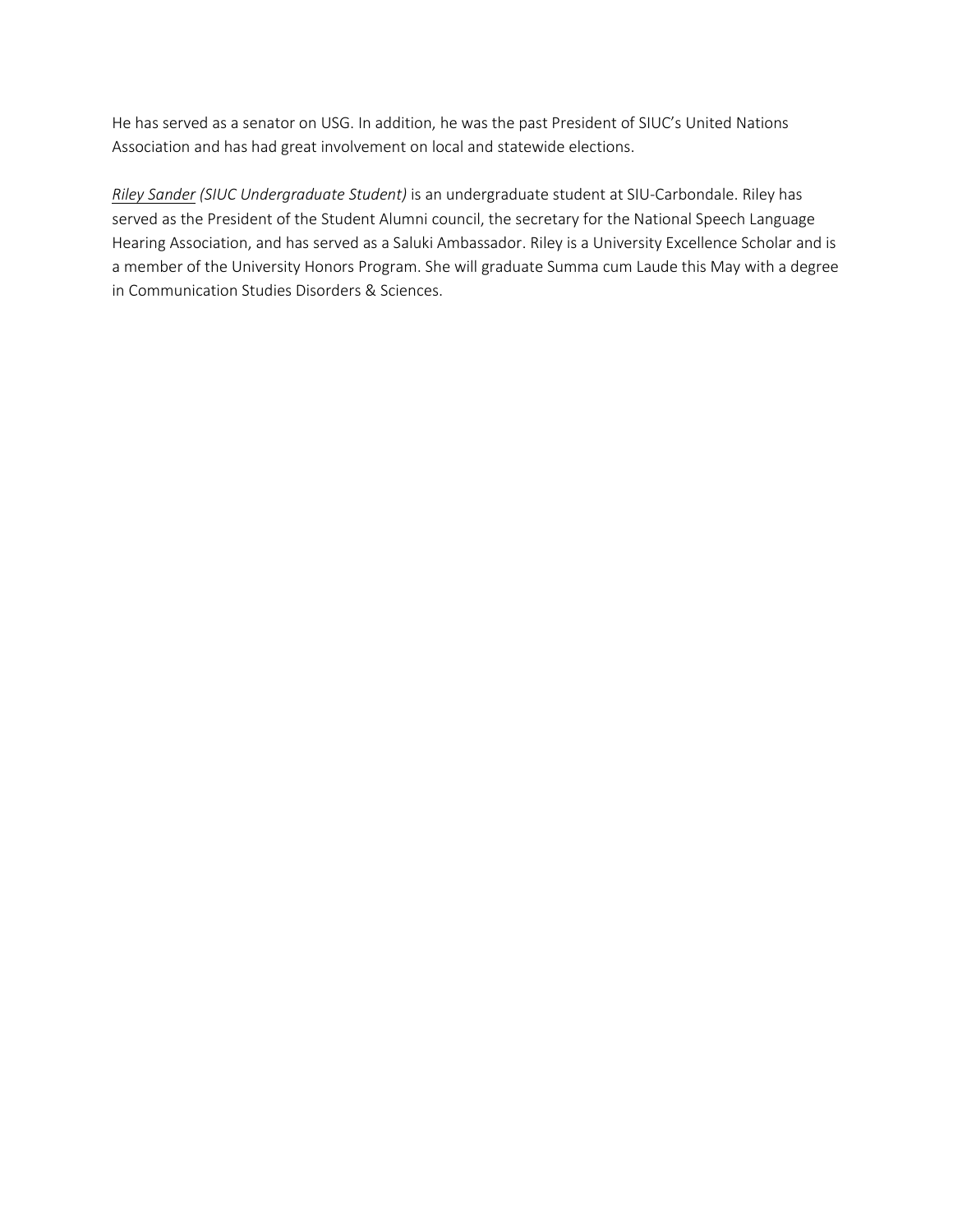He has served as a senator on USG. In addition, he was the past President of SIUC's United Nations Association and has had great involvement on local and statewide elections.

Riley Sander *(SIUC Undergraduate Student)* is an undergraduate student at SIU-Carbondale. Riley has served as the President of the Student Alumni council, the secretary for the National Speech Language Hearing Association, and has served as a Saluki Ambassador. Riley is a University Excellence Scholar and is a member of the University Honors Program. She will graduate Summa cum Laude this May with a degree in Communication Studies Disorders & Sciences.